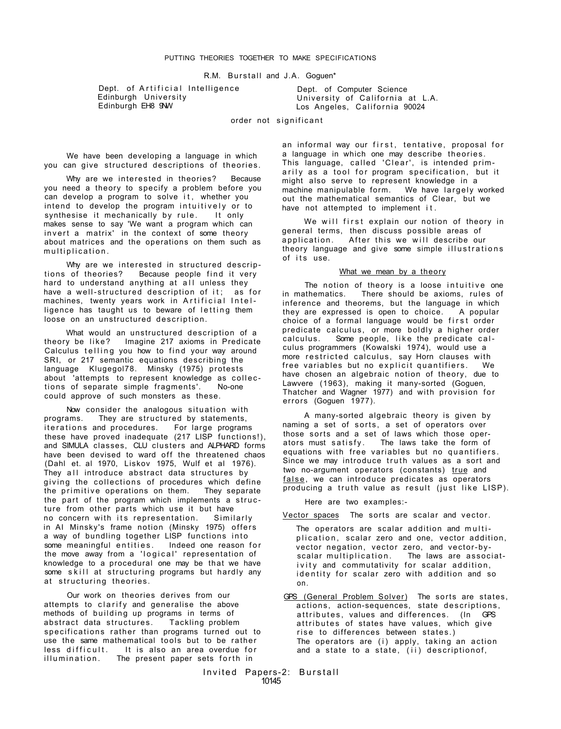# PUTTING THEORIES TOGETHER TO MAKE SPECIFICATIONS

R.M. Burstall and J.A. Goguen*

Dept. of Artificial Intelligence
Edinburgh University
Edinburgh EH8 9NW

Dept. of Computer Science
University of California at L.A.
Los Angeles, California 90024

order not significant

We have been developing a language in which you can give structured descriptions of theories.

Why are we interested in theories? Because you need a theory to specify a problem before you can develop a program to solve it, whether you intend to develop the program intuitively or to synthesise it mechanically by rule. It only makes sense to say 'We want a program which can invert a matrix' in the context of some theory about matrices and the operations on them such as multiplication.

Why are we interested in structured descriptions of theories? Because people find it very hard to understand anything at all unless they have a well-structured description of it; as for machines, twenty years work in Artificial Intelligence has taught us to beware of letting them loose on an unstructured description.

What would an unstructured description of a theory be like? Imagine 217 axioms in Predicate Calculus telling you how to find your way around SRI, or 217 semantic equations describing the language Klugegol78. Minsky (1975) protests about 'attempts to represent knowledge as collections of separate simple fragments'. No-one could approve of such monsters as these.

Now consider the analogous situation with programs. They are structured by statements, iterations and procedures. For large programs these have proved inadequate (217 LISP functions!), and SIMULA classes, CLU clusters and ALPHARD forms have been devised to ward off the threatened chaos (Dahl et. al 1970, Liskov 1975, Wulf et al 1976). They all introduce abstract data structures by giving the collections of procedures which define the primitive operations on them. They separate the part of the program which implements a structure from other parts which use it but have no concern with its representation. Similarly in AI Minsky's frame notion (Minsky 1975) offers a way of bundling together LISP functions into some meaningful entities. Indeed one reason for the move away from a 'logical' representation of knowledge to a procedural one may be that we have some skill at structuring programs but hardly any at structuring theories.

Our work on theories derives from our attempts to clarify and generalise the above methods of building up programs in terms of abstract data structures. Tackling problem specifications rather than programs turned out to use the same mathematical tools but to be rather less difficult. It is also an area overdue for illumination. The present paper sets forth in an informal way our first, tentative, proposal for a language in which one may describe theories. This language, called 'Clear', is intended primarily as a tool for program specification, but it might also serve to represent knowledge in a machine manipulable form. We have largely worked out the mathematical semantics of Clear, but we have not attempted to implement it.

We will first explain our notion of theory in general terms, then discuss possible areas of application. After this we will describe our theory language and give some simple illustrations of its use.

## What we mean by a theory

The notion of theory is a loose intuitive one in mathematics. There should be axioms, rules of inference and theorems, but the language in which they are expressed is open to choice. A popular choice of a formal language would be first order predicate calculus, or more boldly a higher order calculus. Some people, like the predicate calculus programmers (Kowalski 1974), would use a more restricted calculus, say Horn clauses with free variables but no explicit quantifiers. We have chosen an algebraic notion of theory, due to Lawvere (1963), making it many-sorted (Goguen, Thatcher and Wagner 1977) and with provision for errors (Goguen 1977).

A many-sorted algebraic theory is given by naming a set of sorts, a set of operators over those sorts and a set of laws which those operators must satisfy. The laws take the form of equations with free variables but no quantifiers. Since we may introduce truth values as a sort and two no-argument operators (constants) true and false, we can introduce predicates as operators producing a truth value as result (just like LISP).

Here are two examples:-

Vector spaces The sorts are scalar and vector.

The operators are scalar addition and multiplication, scalar zero and one, vector addition, vector negation, vector zero, and vector-by-scalar multiplication. The laws are associativity and commutativity for scalar addition, identity for scalar zero with addition and so on.

GPS (General Problem Solver) The sorts are states, actions, action-sequences, state descriptions, attributes, values and differences. (In GPS attributes of states have values, which give rise to differences between states.) The operators are (i) apply, taking an action and a state to a state, (ii) descriptionof,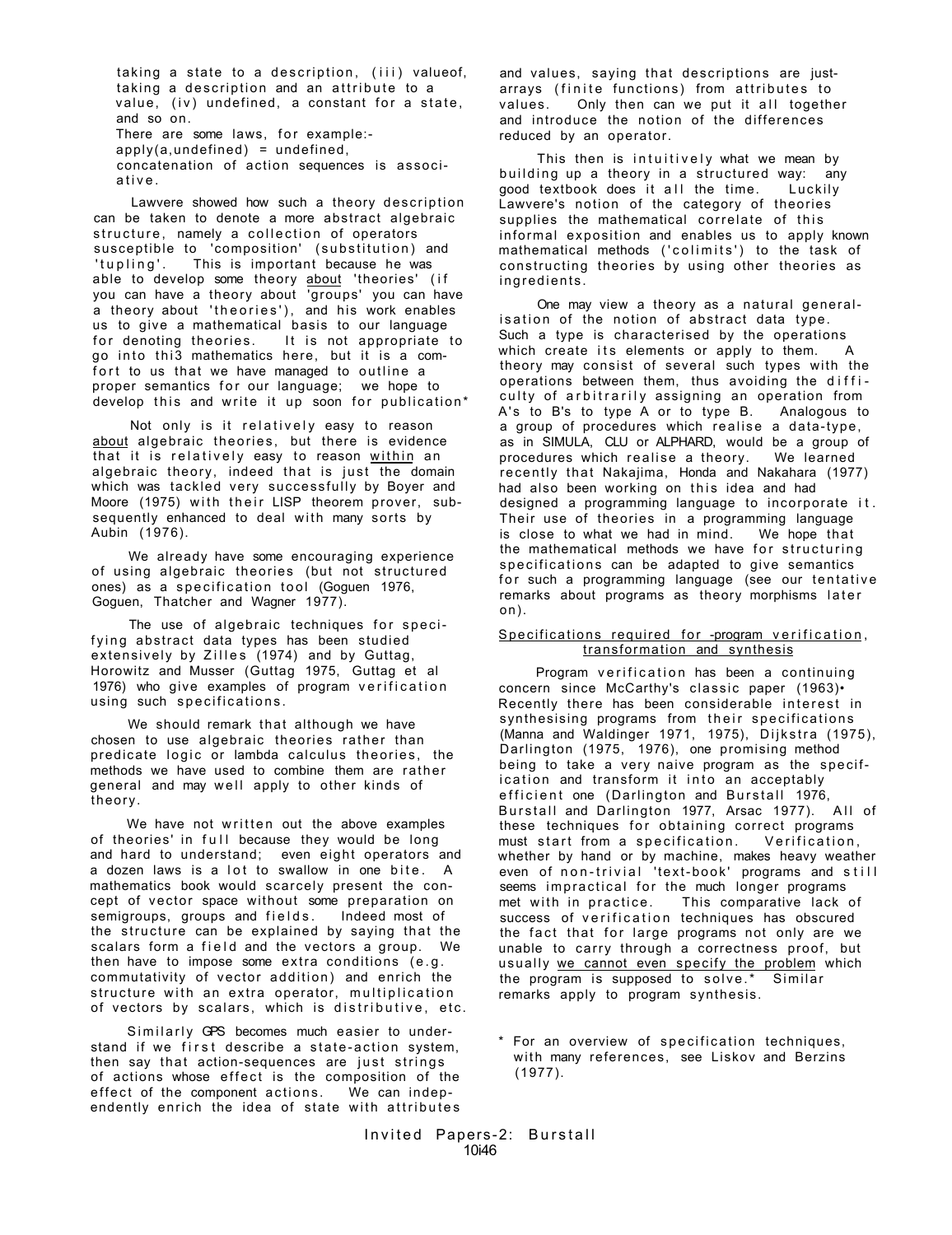taking a state to a description, (iii) valueof, taking a description and an attribute to a value, (iv) undefined, a constant for a state, and so on.

There are some laws, for example:-
apply(a,undefined) = undefined,
concatenation of action sequences is associative.

Lawvere showed how such a theory description can be taken to denote a more abstract algebraic structure, namely a collection of operators susceptible to 'composition' (substitution) and 'tupling'. This is important because he was able to develop some theory about 'theories' (if you can have a theory about 'groups' you can have a theory about 'theories'), and his work enables us to give a mathematical basis to our language for denoting theories. It is not appropriate to go into this mathematics here, but it is a comfort to us that we have managed to outline a proper semantics for our language; we hope to develop this and write it up soon for publication*

Not only is it relatively easy to reason about algebraic theories, but there is evidence that it is relatively easy to reason within an algebraic theory, indeed that is just the domain which was tackled very successfully by Boyer and Moore (1975) with their LISP theorem prover, subsequently enhanced to deal with many sorts by Aubin (1976).

We already have some encouraging experience of using algebraic theories (but not structured ones) as a specification tool (Goguen 1976, Goguen, Thatcher and Wagner 1977).

The use of algebraic techniques for specifying abstract data types has been studied extensively by Zilles (1974) and by Guttag, Horowitz and Musser (Guttag 1975, Guttag et al 1976) who give examples of program verification using such specifications.

We should remark that although we have chosen to use algebraic theories rather than predicate logic or lambda calculus theories, the methods we have used to combine them are rather general and may well apply to other kinds of theory.

We have not written out the above examples of theories in full because they would be long and hard to understand; even eight operators and a dozen laws is a lot to swallow in one bite. A mathematics book would scarcely present the concept of vector space without some preparation on semigroups, groups and fields. Indeed most of the structure can be explained by saying that the scalars form a field and the vectors a group. We then have to impose some extra conditions (e.g. commutativity of vector addition) and enrich the structure with an extra operator, multiplication of vectors by scalars, which is distributive, etc.

Similarly GPS becomes much easier to understand if we first describe a state-action system, then say that action-sequences are just strings of actions whose effect is the composition of the effect of the component actions. We can independently enrich the idea of state with attributes and values, saying that descriptions are just-arrays (finite functions) from attributes to values. Only then can we put it all together and introduce the notion of the differences reduced by an operator.

This then is intuitively what we mean by building up a theory in a structured way: any good textbook does it all the time. Luckily Lawvere's notion of the category of theories supplies the mathematical correlate of this informal exposition and enables us to apply known mathematical methods ('colimits') to the task of constructing theories by using other theories as ingredients.

One may view a theory as a natural generalisation of the notion of abstract data type. Such a type is characterised by the operations which create its elements or apply to them. A theory may consist of several such types with the operations between them, thus avoiding the difficulty of arbitrarily assigning an operation from A's to B's to type A or to type B. Analogous to a group of procedures which realise a data-type, as in SIMULA, CLU or ALPHARD, would be a group of procedures which realise a theory. We learned recently that Nakajima, Honda and Nakahara (1977) had also been working on this idea and had designed a programming language to incorporate it. Their use of theories in a programming language is close to what we had in mind. We hope that the mathematical methods we have for structuring specifications can be adapted to give semantics for such a programming language (see our tentative remarks about programs as theory morphisms later on).

## Specifications required for program verification, transformation and synthesis

Program verification has been a continuing concern since McCarthy's classic paper (1963). Recently there has been considerable interest in synthesising programs from their specifications (Manna and Waldinger 1971, 1975), Dijkstra (1975), Darlington (1975, 1976), one promising method being to take a very naive program as the specification and transform it into an acceptably efficient one (Darlington and Burstall 1976, Burstall and Darlington 1977, Arsac 1977). All of these techniques for obtaining correct programs must start from a specification. Verification, whether by hand or by machine, makes heavy weather even of non-trivial 'text-book' programs and still seems impractical for the much longer programs met with in practice. This comparative lack of success of verification techniques has obscured the fact that for large programs not only are we unable to carry through a correctness proof, but usually we cannot even specify the problem which the program is supposed to solve.* Similar remarks apply to program synthesis.

\* For an overview of specification techniques, with many references, see Liskov and Berzins (1977).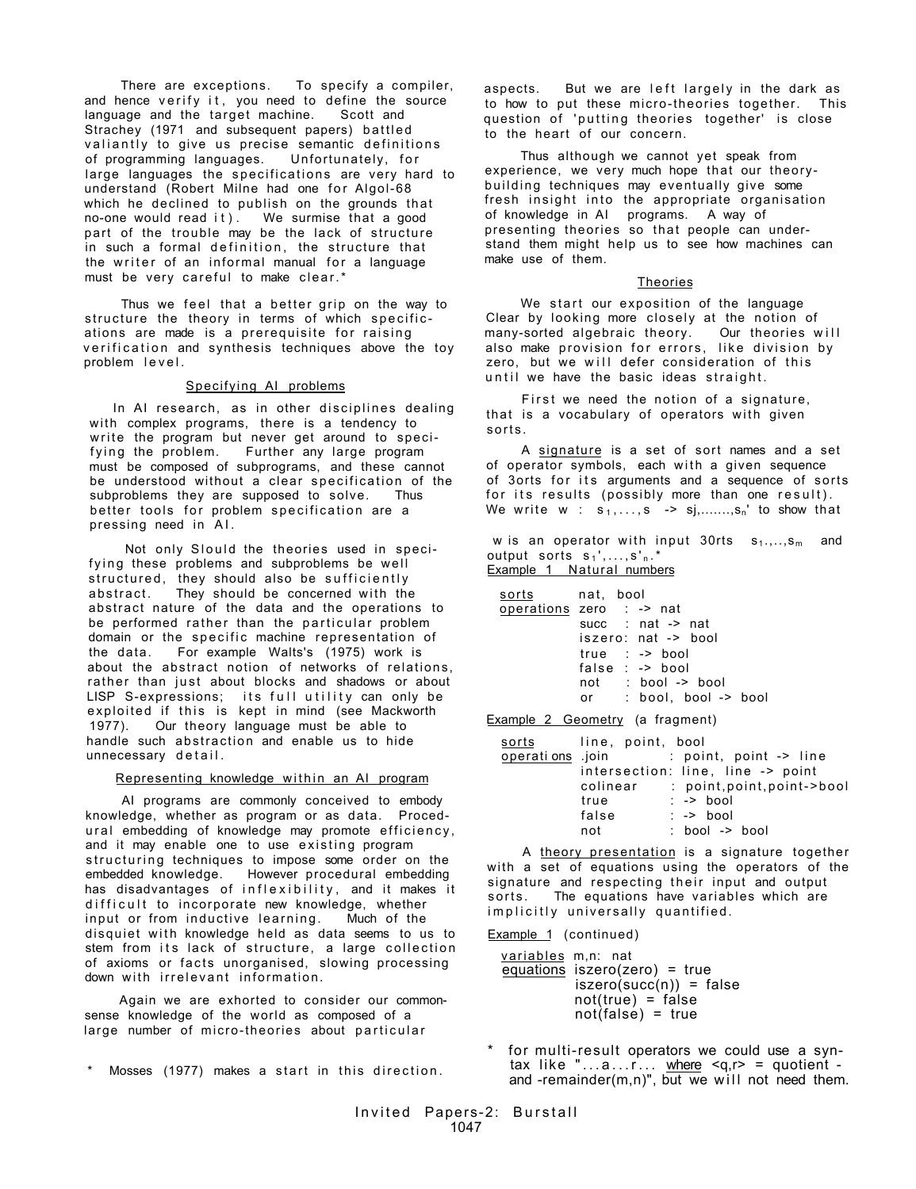There are exceptions. To specify a compiler, and hence verify it, you need to define the source language and the target machine. Scott and Strachey (1971 and subsequent papers) battled valiantly to give us precise semantic definitions of programming languages. Unfortunately, for large languages the specifications are very hard to understand (Robert Milne had one for Algol-68 which he declined to publish on the grounds that no-one would read it). We surmise that a good part of the trouble may be the lack of structure in such a formal definition, the structure that the writer of an informal manual for a language must be very careful to make clear.*

Thus we feel that a better grip on the way to structure the theory in terms of which specifications are made is a prerequisite for raising verification and synthesis techniques above the toy problem level.

## Specifying AI problems

In AI research, as in other disciplines dealing with complex programs, there is a tendency to write the program but never get around to specifying the problem. Further any large program must be composed of subprograms, and these cannot be understood without a clear specification of the subproblems they are supposed to solve. Thus better tools for problem specification are a pressing need in AI.

Not only Slould the theories used in specifying these problems and subproblems be well structured, they should also be sufficiently abstract. They should be concerned with the abstract nature of the data and the operations to be performed rather than the particular problem domain or the specific machine representation of the data. For example Walts's (1975) work is about the abstract notion of networks of relations, rather than just about blocks and shadows or about LISP S-expressions; its full utility can only be exploited if this is kept in mind (see Mackworth 1977). Our theory language must be able to handle such abstraction and enable us to hide unnecessary detail.

## Representing knowledge within an AI program

AI programs are commonly conceived to embody knowledge, whether as program or as data. Procedural embedding of knowledge may promote efficiency, and it may enable one to use existing program structuring techniques to impose some order on the embedded knowledge. However procedural embedding has disadvantages of inflexibility, and it makes it difficult to incorporate new knowledge, whether input or from inductive learning. Much of the disquiet with knowledge held as data seems to us to stem from its lack of structure, a large collection of axioms or facts unorganised, slowing processing down with irrelevant information.

Again we are exhorted to consider our commonsense knowledge of the world as composed of a large number of micro-theories about particular aspects. But we are left largely in the dark as to how to put these micro-theories together. This question of 'putting theories together' is close to the heart of our concern.

Thus although we cannot yet speak from experience, we very much hope that our theory-building techniques may eventually give some fresh insight into the appropriate organisation of knowledge in AI programs. A way of presenting theories so that people can understand them might help us to see how machines can make use of them.

\* Mosses (1977) makes a start in this direction.

## Theories

We start our exposition of the language Clear by looking more closely at the notion of many-sorted algebraic theory. Our theories will also make provision for errors, like division by zero, but we will defer consideration of this until we have the basic ideas straight.

First we need the notion of a signature, that is a vocabulary of operators with given sorts.

A _signature_ is a set of sort names and a set of operator symbols, each with a given sequence of 3orts for its arguments and a sequence of sorts for its results (possibly more than one result). We write $w : s_1,\ldots,s \to s_j,\ldots\ldots,s_n'$ to show that $w$ is an operator with input 30rts $s_1,\ldots,s_m$ and output sorts $s_1',\ldots,s'_n$.*

_Example 1 Natural numbers_

```
sorts       nat, bool
operations  zero   : -> nat
            succ   : nat -> nat
            iszero: nat -> bool
            true   : -> bool
            false  : -> bool
            not    : bool -> bool
            or     : bool, bool -> bool
```

_Example 2 Geometry_ (a fragment)

```
sorts       line, point, bool
operations  join         : point, point -> line
            intersection: line, line -> point
            colinear     : point,point,point->bool
            true         : -> bool
            false        : -> bool
            not          : bool -> bool
```

A _theory presentation_ is a signature together with a set of equations using the operators of the signature and respecting their input and output sorts. The equations have variables which are implicitly universally quantified.

_Example 1_ (continued)

```
variables  m,n: nat
equations  iszero(zero) = true
           iszero(succ(n)) = false
           not(true) = false
           not(false) = true
```

\* for multi-result operators we could use a syntax like "...a...r... _where_ <q,r> = quotient - and -remainder(m,n)", but we will not need them.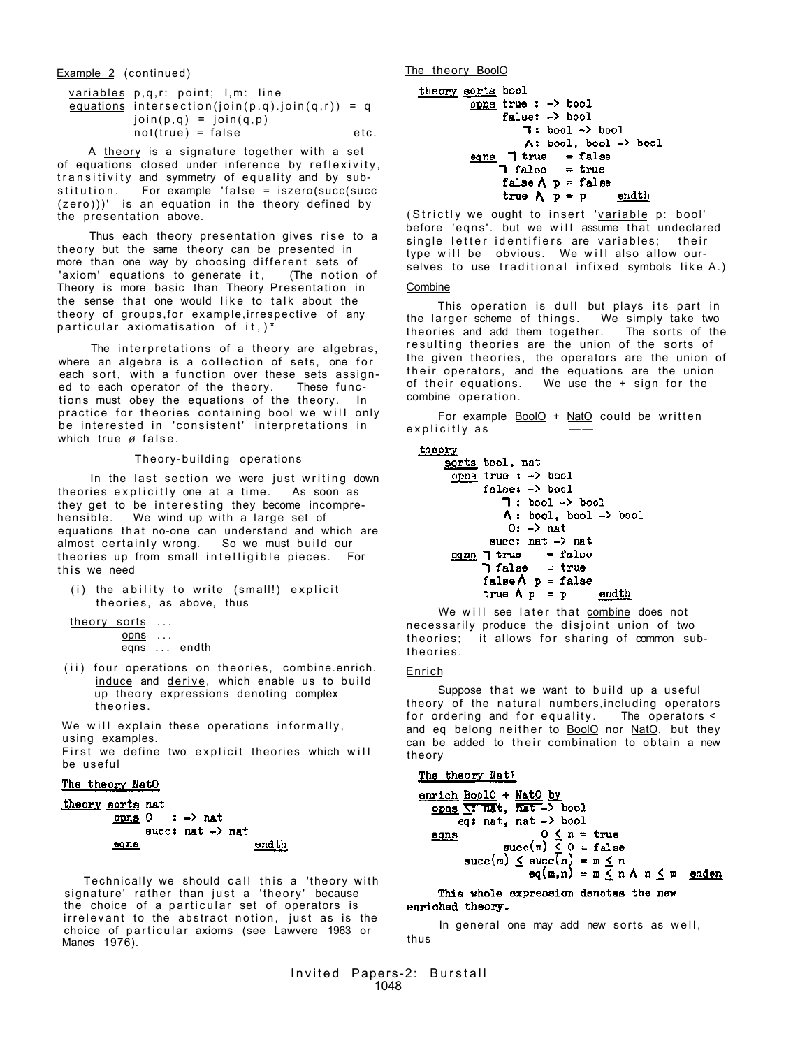Example 2 (continued)

```
variables p,q,r: point; l,m: line
equations intersection(join(p.q).join(q,r)) = q
          join(p,q) = join(q,p)
          not(true) = false                    etc.
```

A theory is a signature together with a set of equations closed under inference by reflexivity, transitivity and symmetry of equality and by substitution. For example 'false = iszero(succ(succ (zero)))' is an equation in the theory defined by the presentation above.

Thus each theory presentation gives rise to a theory but the same theory can be presented in more than one way by choosing different sets of 'axiom' equations to generate it, (The notion of Theory is more basic than Theory Presentation in the sense that one would like to talk about the theory of groups,for example,irrespective of any particular axiomatisation of it,)*

The interpretations of a theory are algebras, where an algebra is a collection of sets, one for each sort, with a function over these sets assigned to each operator of the theory. These functions must obey the equations of the theory. In practice for theories containing bool we will only be interested in 'consistent' interpretations in which true ≠ false.

## Theory-building operations

In the last section we were just writing down theories explicitly one at a time. As soon as they get to be interesting they become incomprehensible. We wind up with a large set of equations that no-one can understand and which are almost certainly wrong. So we must build our theories up from small intelligible pieces. For this we need

(i) the ability to write (small!) explicit theories, as above, thus

```
theory sorts ...
       opns ...
       eqns ... endth
```

(ii) four operations on theories, combine.enrich. induce and derive, which enable us to build up theory expressions denoting complex theories.

We will explain these operations informally, using examples.
First we define two explicit theories which will be useful

### The theory NatO

```
theory sorts nat
       opns 0    : -> nat
            succ: nat -> nat
       eqns                    endth
```

Technically we should call this a 'theory with signature' rather than just a 'theory' because the choice of a particular set of operators is irrelevant to the abstract notion, just as is the choice of particular axioms (see Lawvere 1963 or Manes 1976).

### The theory BoolO

```
theory sorts bool
       opns true : -> bool
            false: -> bool
               ¬: bool -> bool
               ∧: bool, bool -> bool
       eqns  ¬ true   = false
             ¬ false  = true
             false ∧ p = false
             true ∧ p = p     endth
```

(Strictly we ought to insert 'variable p: bool' before 'eqns'. but we will assume that undeclared single letter identifiers are variables; their type will be obvious. We will also allow ourselves to use traditional infixed symbols like ∧.)

### Combine

This operation is dull but plays its part in the larger scheme of things. We simply take two theories and add them together. The sorts of the resulting theories are the union of the sorts of the given theories, the operators are the union of their operators, and the equations are the union of their equations. We use the + sign for the combine operation.

For example BoolO + NatO could be written explicitly as

```
theory
  sorts bool, nat
  opns true : -> bool
       false: -> bool
          ¬ : bool -> bool
          ∧ : bool, bool -> bool
          0: -> nat
       succ: nat -> nat
  eqns ¬ true    = false
       ¬ false   = true
       false ∧ p = false
       true ∧ p  = p     endth
```

We will see later that combine does not necessarily produce the disjoint union of two theories; it allows for sharing of common subtheories.

### Enrich

Suppose that we want to build up a useful theory of the natural numbers,including operators for ordering and for equality. The operators ≤ and eq belong neither to BoolO nor NatO, but they can be added to their combination to obtain a new theory

### The theory Nat1

```
enrich BoolO + NatO by
  opns ≤: nat, nat -> bool
       eq: nat, nat -> bool
  eqns              0 ≤ n = true
              succ(m) ≤ 0 = false
       succ(m) ≤ succ(n) = m ≤ n
                 eq(m,n) = m ≤ n ∧ n ≤ m  enden
```

This whole expression denotes the new enriched theory.

In general one may add new sorts as well, thus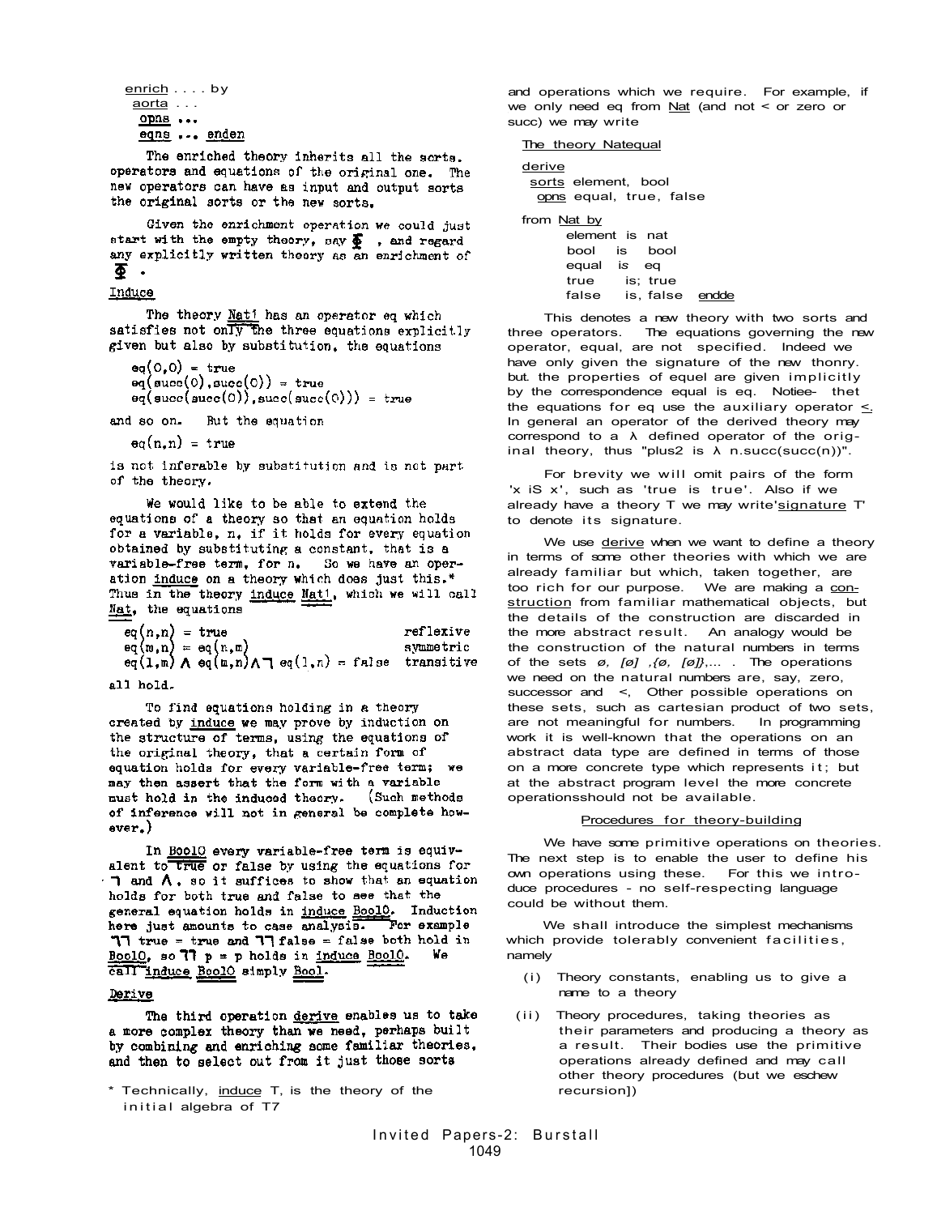```
enrich .... by
 aorta ...
  opns ...
  eqns ... enden
```

The enriched theory inherits all the sorts. operators and equations of the original one. The new operators can have as input and output sorts the original sorts or the new sorts.

Given the enrichment operation we could just start with the empty theory, say $\Phi$ , and regard any explicitly written theory as an enrichment of $\Phi$ .

## Induce

The theory Nat1 has an operator eq which satisfies not only the three equations explicitly given but also by substitution, the equations

$$eq(0,0) = true$$
$$eq(succ(0),succ(0)) = true$$
$$eq(succ(succ(0)),succ(succ(0))) = true$$

and so on. But the equation

$$eq(n,n) = true$$

is not inferable by substitution and is not part of the theory.

We would like to be able to extend the equations of a theory so that an equation holds for a variable, n, if it holds for every equation obtained by substituting a constant, that is a variable-free term, for n. So we have an operation induce on a theory which does just this.* Thus in the theory induce Nat1, which we will call Nat, the equations

| | |
|---|---|
| $eq(n,n) = true$ | reflexive |
| $eq(m,n) = eq(n,m)$ | symmetric |
| $eq(l,m) \wedge eq(m,n) \wedge \neg\, eq(l,n) = false$ | transitive |

all hold.

To find equations holding in a theory created by induce we may prove by induction on the structure of terms, using the equations of the original theory, that a certain form of equation holds for every variable-free term; we may then assert that the form with a variable must hold in the induced theory. (Such methods of inference will not in general be complete however.)

In Bool0 every variable-free term is equivalent to true or false by using the equations for $\neg$ and $\wedge$, so it suffices to show that an equation holds for both true and false to see that the general equation holds in induce Bool0. Induction here just amounts to case analysis. For example $\neg\neg$ true = true and $\neg\neg$ false = false both hold in Bool0, so $\neg\neg$ p = p holds in induce Bool0. We call induce Bool0 simply Bool.

## Derive

The third operation derive enables us to take a more complex theory than we need, perhaps built by combining and enriching some familiar theories, and then to select out from it just those sorts and operations which we require. For example, if we only need eq from Nat (and not < or zero or succ) we may write

```
The theory Natequal

derive
 sorts element, bool
  opns equal, true, false

from Nat by
      element is nat
      bool   is   bool
      equal  is  eq
      true    is; true
      false   is, false  endde
```

This denotes a new theory with two sorts and three operators. The equations governing the new operator, equal, are not specified. Indeed we have only given the signature of the new thonry. but. the properties of equel are given implicitly by the correspondence equal is eq. Notiee- thet the equations for eq use the auxiliary operator $\leq$. In general an operator of the derived theory may correspond to a $\lambda$ defined operator of the original theory, thus "plus2 is $\lambda$ n.succ(succ(n))".

For brevity we will omit pairs of the form 'x iS x', such as 'true is true'. Also if we already have a theory T we may write 'signature T' to denote its signature.

We use derive when we want to define a theory in terms of some other theories with which we are already familiar but which, taken together, are too rich for our purpose. We are making a construction from familiar mathematical objects, but the details of the construction are discarded in the more abstract result. An analogy would be the construction of the natural numbers in terms of the sets $\emptyset$, $[\emptyset]$ ,$\{\emptyset, [\emptyset]\}$,... . The operations we need on the natural numbers are, say, zero, successor and <, Other possible operations on these sets, such as cartesian product of two sets, are not meaningful for numbers. In programming work it is well-known that the operations on an abstract data type are defined in terms of those on a more concrete type which represents it; but at the abstract program level the more concrete operationsshould not be available.

### Procedures for theory-building

We have some primitive operations on theories. The next step is to enable the user to define his own operations using these. For this we introduce procedures - no self-respecting language could be without them.

We shall introduce the simplest mechanisms which provide tolerably convenient facilities, namely

(i) Theory constants, enabling us to give a name to a theory

(ii) Theory procedures, taking theories as their parameters and producing a theory as a result. Their bodies use the primitive operations already defined and may call other theory procedures (but we eschew recursion])

\* Technically, induce T, is the theory of the initial algebra of T7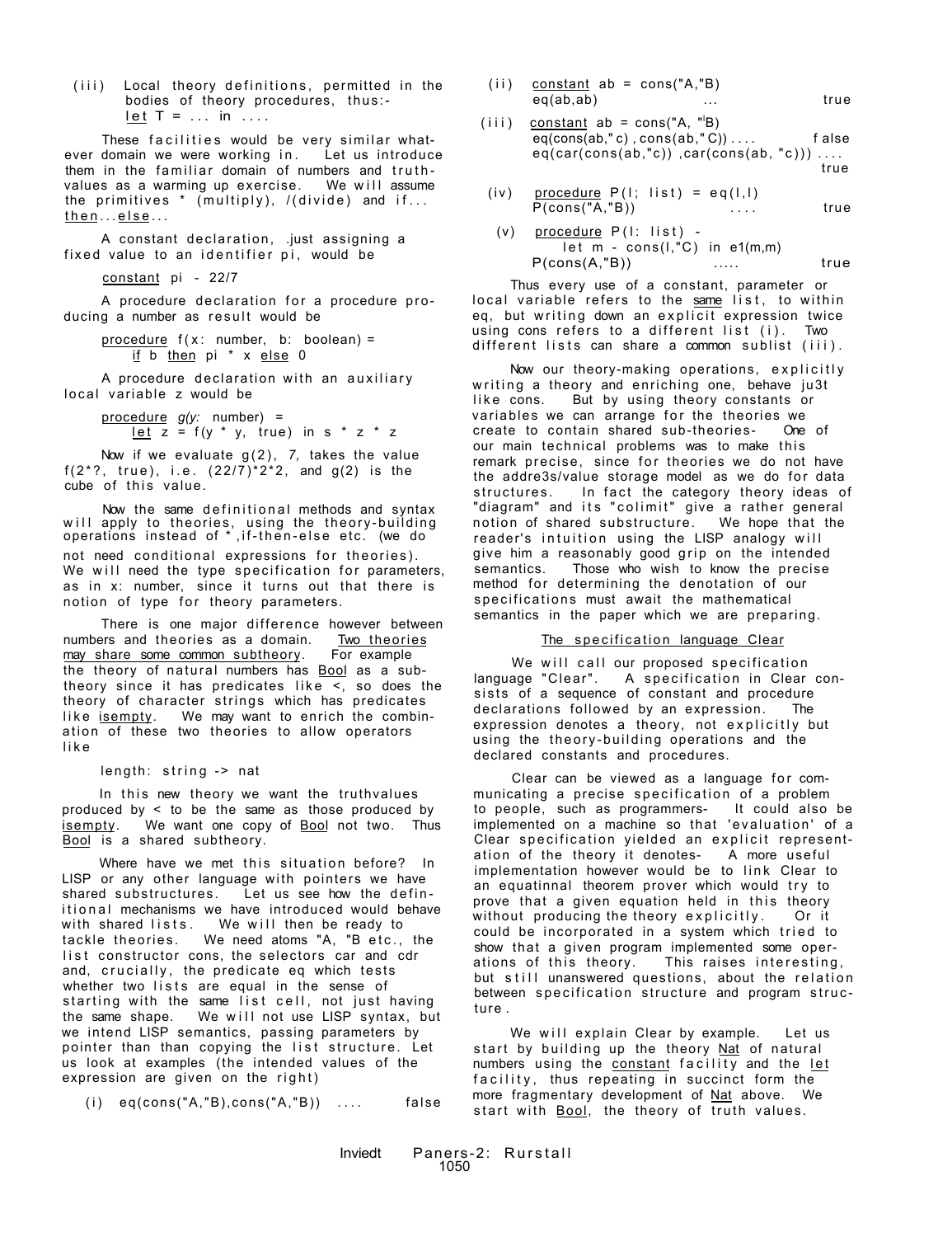(iii) Local theory definitions, permitted in the bodies of theory procedures, thus:-
<u>let</u> T = ... in ....

These facilities would be very similar whatever domain we were working in. Let us introduce them in the familiar domain of numbers and truth-values as a warming up exercise. We will assume the primitives * (multiply), /(divide) and if... <u>then</u>...<u>else</u>...

A constant declaration, .just assigning a fixed value to an identifier pi, would be

<u>constant</u> pi - 22/7

A procedure declaration for a procedure producing a number as result would be

<u>procedure</u> f(x: number, b: boolean) =
<u>if</u> b <u>then</u> pi * x <u>else</u> 0

A procedure declaration with an auxiliary local variable z would be

<u>procedure</u> *g(y:* number) =
<u>let</u> z = f(y * y, true) in s * z * z

Now if we evaluate g(2), *7,* takes the value f(2*?, true), i.e. (22/7)*2*2, and g(2) is the cube of this value.

Now the same definitional methods and syntax will apply to theories, using the theory-building operations instead of *,if-then-else etc. (we do not need conditional expressions for theories). We will need the type specification for parameters, as in x: number, since it turns out that there is notion of type for theory parameters.

There is one major difference however between numbers and theories as a domain. <u>Two theories may share some common subtheory</u>. For example the theory of natural numbers has <u>Bool</u> as a subtheory since it has predicates like <, so does the theory of character strings which has predicates like <u>isempty</u>. We may want to enrich the combination of these two theories to allow operators like

length: string -> nat

In this new theory we want the truthvalues produced by < to be the same as those produced by <u>isempty</u>. We want one copy of <u>Bool</u> not two. Thus <u>Bool</u> is a shared subtheory.

Where have we met this situation before? In LISP or any other language with pointers we have shared substructures. Let us see how the definitional mechanisms we have introduced would behave with shared lists. We will then be ready to tackle theories. We need atoms "A, "B etc., the list constructor cons, the selectors car and cdr and, crucially, the predicate eq which tests whether two lists are equal in the sense of starting with the same list cell, not just having the same shape. We will not use LISP syntax, but we intend LISP semantics, passing parameters by pointer than than copying the list structure. Let us look at examples (the intended values of the expression are given on the right)

(i) eq(cons("A,"B),cons("A,"B)) .... false

(ii) <u>constant</u> ab = cons("A,"B)
eq(ab,ab) ... true

(iii) <u>constant</u> ab = cons("A, "B)
eq(cons(ab," c) , cons(ab," C)) .... false
eq(car(cons(ab,"c)) ,car(cons(ab, "c))) .... true

(iv) <u>procedure</u> P(l; list) = eq(l,l)
P(cons("A,"B)) .... true

(v) <u>procedure</u> P(l: list) -
let m - cons(l,"C) in e1(m,m)
P(cons(A,"B)) ..... true

Thus every use of a constant, parameter or local variable refers to the <u>same</u> list, to within eq, but writing down an explicit expression twice using cons refers to a different list (i). Two different lists can share a common sublist (iii).

Now our theory-making operations, explicitly writing a theory and enriching one, behave ju3t like cons. But by using theory constants or variables we can arrange for the theories we create to contain shared sub-theories- One of our main technical problems was to make this remark precise, since for theories we do not have the addre3s/value storage model as we do for data structures. In fact the category theory ideas of "diagram" and its "colimit" give a rather general notion of shared substructure. We hope that the reader's intuition using the LISP analogy will give him a reasonably good grip on the intended semantics. Those who wish to know the precise method for determining the denotation of our specifications must await the mathematical semantics in the paper which we are preparing.

## <u>The specification language Clear</u>

We will call our proposed specification language "Clear". A specification in Clear consists of a sequence of constant and procedure declarations followed by an expression. The expression denotes a theory, not explicitly but using the theory-building operations and the declared constants and procedures.

Clear can be viewed as a language for communicating a precise specification of a problem to people, such as programmers- It could also be implemented on a machine so that 'evaluation' of a Clear specification yielded an explicit representation of the theory it denotes- A more useful implementation however would be to link Clear to an equatinnal theorem prover which would try to prove that a given equation held in this theory without producing the theory explicitly. Or it could be incorporated in a system which tried to show that a given program implemented some operations of this theory. This raises interesting, but still unanswered questions, about the relation between specification structure and program structure.

We will explain Clear by example. Let us start by building up the theory <u>Nat</u> of natural numbers using the <u>constant</u> facility and the <u>let</u> facility, thus repeating in succinct form the more fragmentary development of <u>Nat</u> above. We start with <u>Bool</u>, the theory of truth values.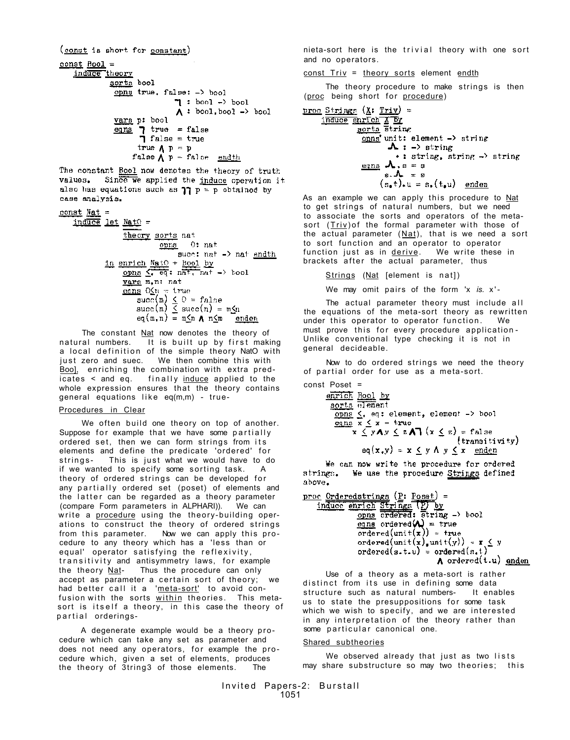(const is short for constant)

```
const Bool =
   induce theory
          sorts bool
          opns true, false: -> bool
                     ¬ : bool -> bool
                     ∧ : bool,bool -> bool
          vars p: bool
          eqns ¬ true  = false
               ¬ false = true
              true ∧ p = p
             false ∧ p = false  endth
```

The constant Bool now denotes the theory of truth values. Since we applied the induce operation it also has equations such as ¬¬ p = p obtained by case analysis.

```
const Nat =
   induce let Nat0 =
             theory sorts nat
                    opns  0: nat
                          succ: nat -> nat endth
          in enrich Nat0 + Bool by
             opns ≤, eq: nat, nat -> bool
             vars m,n: nat
             eqns 0≤n = true
                  succ(m) ≤ 0 = false
                  succ(m) ≤ succ(n) = m≤n
                  eq(m,n) = m≤n ∧ n≤m   enden
```

The constant Nat now denotes the theory of natural numbers. It is built up by first making a local definition of the simple theory Nat0 with just zero and succ. We then combine this with Bool, enriching the combination with extra predicates < and eq. finally induce applied to the whole expression ensures that the theory contains general equations like eq(m,m) - true-

## Procedures in Clear

We often build one theory on top of another. Suppose for example that we have some partially ordered set, then we can form strings from its elements and define the predicate 'ordered' for strings- This is just what we would have to do if we wanted to specify some sorting task. A theory of ordered strings can be developed for any partially ordered set (poset) of elements and the latter can be regarded as a theory parameter (compare Form parameters in ALPHARD). We can write a procedure using the theory-building operations to construct the theory of ordered strings from this parameter. Now we can apply this procedure to any theory which has a 'less than or equal' operator satisfying the reflexivity, transitivity and antisymmetry laws, for example the theory Nat- Thus the procedure can only accept as parameter a certain sort of theory; we had better call it a 'meta-sort' to avoid confusion with the sorts within theories. This meta-sort is itself a theory, in this case the theory of partial orderings-

A degenerate example would be a theory procedure which can take any set as parameter and does not need any operators, for example the procedure which, given a set of elements, produces the theory of strings of those elements. The meta-sort here is the trivial theory with one sort and no operators.

```
const Triv = theory sorts element endth
```

The theory procedure to make strings is then (proc being short for procedure)

```
proc Strings (X: Triv) =
    induce enrich X by
           sorts string
           opns unit: element -> string
                 Λ : -> string
                 • : string, string -> string
           eqns Λ.s = s
                s.Λ  = s
               (s.t).u = s.(t.u)  enden
```

As an example we can apply this procedure to Nat to get strings of natural numbers, but we need to associate the sorts and operators of the meta-sort (Triv) of the formal parameter with those of the actual parameter (Nat), that is we need a sort to sort function and an operator to operator function just as in derive. We write these in brackets after the actual parameter, thus

Strings (Nat [element is nat])

We may omit pairs of the form 'x *is.* x'-

The actual parameter theory must include all the equations of the meta-sort theory as rewritten under this operator to operator function. We must prove this for every procedure application- Unlike conventional type checking it is not in general decideable.

Now to do ordered strings we need the theory of partial order for use as a meta-sort.

```
const Poset =
     enrich Bool by
      sorts element
       opns ≤, eq: element, element -> bool
       eqns x ≤ x = true
            x ≤ y∧y ≤ z∧¬ (x ≤ z) = false
                                   (transitivity)
              eq(x,y) = x ≤ y ∧ y ≤ x  enden
```

We can now write the procedure for ordered strings. We use the procedure Strings defined above.

```
proc Orderedstrings (P: Poset) =
   induce enrich Strings (P) by
          opns ordered: string -> bool
          eqns ordered(Λ) = true
          ordered(unit(x)) = true
          ordered(unit(x).unit(y)) = x ≤ y
          ordered(s.t.u) = ordered(s.t)
                           ∧ ordered(t.u) enden
```

Use of a theory as a meta-sort is rather distinct from its use in defining some data structure such as natural numbers- It enables us to state the presuppositions for some task which we wish to specify, and we are interested in any interpretation of the theory rather than some particular canonical one.

## Shared subtheories

We observed already that just as two lists may share substructure so may two theories; this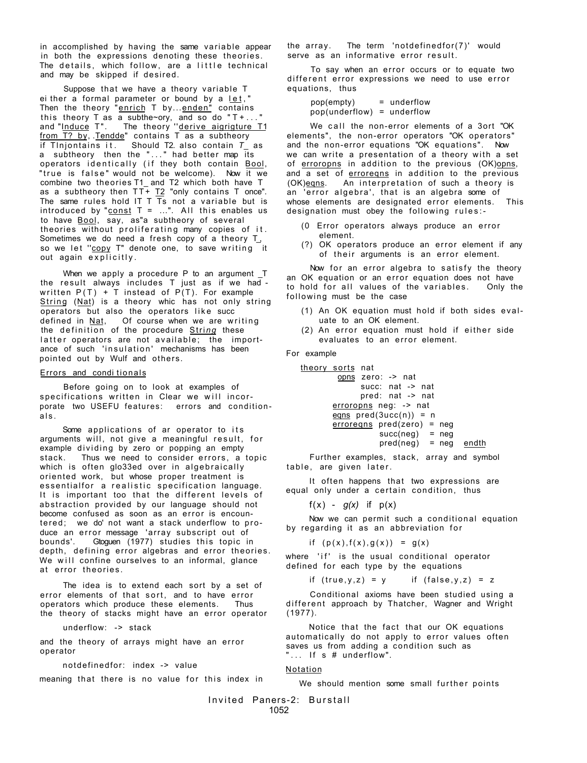in accomplished by having the same variable appear in both the expressions denoting these theories. The details, which follow, are a little technical and may be skipped if desired.

Suppose that we have a theory variable T either a formal parameter or bound by a let," Then the theory "enrich T by...enden" contains this theory T as a subthe~ory, and so do "T+..." and "Induce T". The theory "derive aigrigture T1 from T? by, .Tendde" contains T as a subtheory if TInjontains it. Should T2. also contain T_ as a subtheory then the "..." had better map its operators identically (if they both contain Bool, "true is false" would not be welcome). Now it we combine two theories T1_ and T2 which both have T as a subtheory then TT+ T2 "only contains T once". The same rules hold IT T Ts not a variable but is introduced by "const T = ...". All this enables us to have Bool, say, as"a subtheory of several theories without proliferating many copies of it. Sometimes we do need a fresh copy of a theory T, so we let "copy T" denote one, to save writing it out again explicitly.

When we apply a procedure P to an argument _T the result always includes T just as if we had - written P(T) + T instead of P(T). For example String (Nat) is a theory whic has not only string operators but also the operators like succ defined in Nat, Of course when we are writing the definition of the procedure String these latter operators are not available; the importance of such 'insulation' mechanisms has been pointed out by Wulf and others.

## Errors and conditionals

Before going on to look at examples of specifications written in Clear we will incorporate two USEFU features: errors and conditionals.

Some applications of ar operator to its arguments will, not give a meaningful result, for example dividing by zero or popping an empty stack. Thus we need to consider errors, a topic which is often glo33ed over in algebraically oriented work, but whose proper treatment is essentialfor a realistic specification language. It is important too that the different levels of abstraction provided by our language should not become confused as soon as an error is encountered; we do' not want a stack underflow to produce an error message 'array subscript out of bounds'. Gtoguen (1977) studies this topic in depth, defining error algebras and error theories. We will confine ourselves to an informal, glance at error theories.

The idea is to extend each sort by a set of error elements of that sort, and to have error operators which produce these elements. Thus the theory of stacks might have an error operator

```
underflow: -> stack
```

and the theory of arrays might have an error operator

```
notdefinedfor: index -> value
```

meaning that there is no value for this index in the array. The term 'notdefinedfor(7)' would serve as an informative error result.

To say when an error occurs or to equate two different error expressions we need to use error equations, thus

```
pop(empty)      = underflow
pop(underflow)  = underflow
```

We call the non-error elements of a 3ort "OK elements", the non-error operators "OK operators" and the non-error equations "OK equations". Now we can write a presentation of a theory with a set of erroropns in addition to the previous (OK)opns, and a set of erroreqns in addition to the previous (OK)eqns. An interpretation of such a theory is an 'error algebra', that is an algebra some of whose elements are designated error elements. This designation must obey the following rules:-

(0 Error operators always produce an error element.

(?) OK operators produce an error element if any of their arguments is an error element.

Now for an error algebra to satisfy the theory an OK equation or an error equation does not have to hold for all values of the variables. Only the following must be the case

(1) An OK equation must hold if both sides evaluate to an OK element.

(2) An error equation must hold if either side evaluates to an error element.

For example

```
theory sorts nat
       opns zero: -> nat
            succ: nat -> nat
            pred: nat -> nat
       erroropns neg: -> nat
       eqns pred(3ucc(n)) = n
       erroreqns pred(zero) = neg
                 succ(neg)  = neg
                 pred(neg)  = neg   endth
```

Further examples, stack, array and symbol table, are given later.

It often happens that two expressions are equal only under a certain condition, thus

$f(x)$ - $g(x)$ if $p(x)$

Now we can permit such a conditional equation by regarding it as an abbreviation for

if $(p(x),f(x),g(x)) = g(x)$

where 'if' is the usual conditional operator defined for each type by the equations

if $(true,y,z) = y$ &nbsp;&nbsp;&nbsp;&nbsp; if $(false,y,z) = z$

Conditional axioms have been studied using a different approach by Thatcher, Wagner and Wright (1977).

Notice that the fact that our OK equations automatically do not apply to error values often saves us from adding a condition such as "... If s # underflow".

## Notation

We should mention some small further points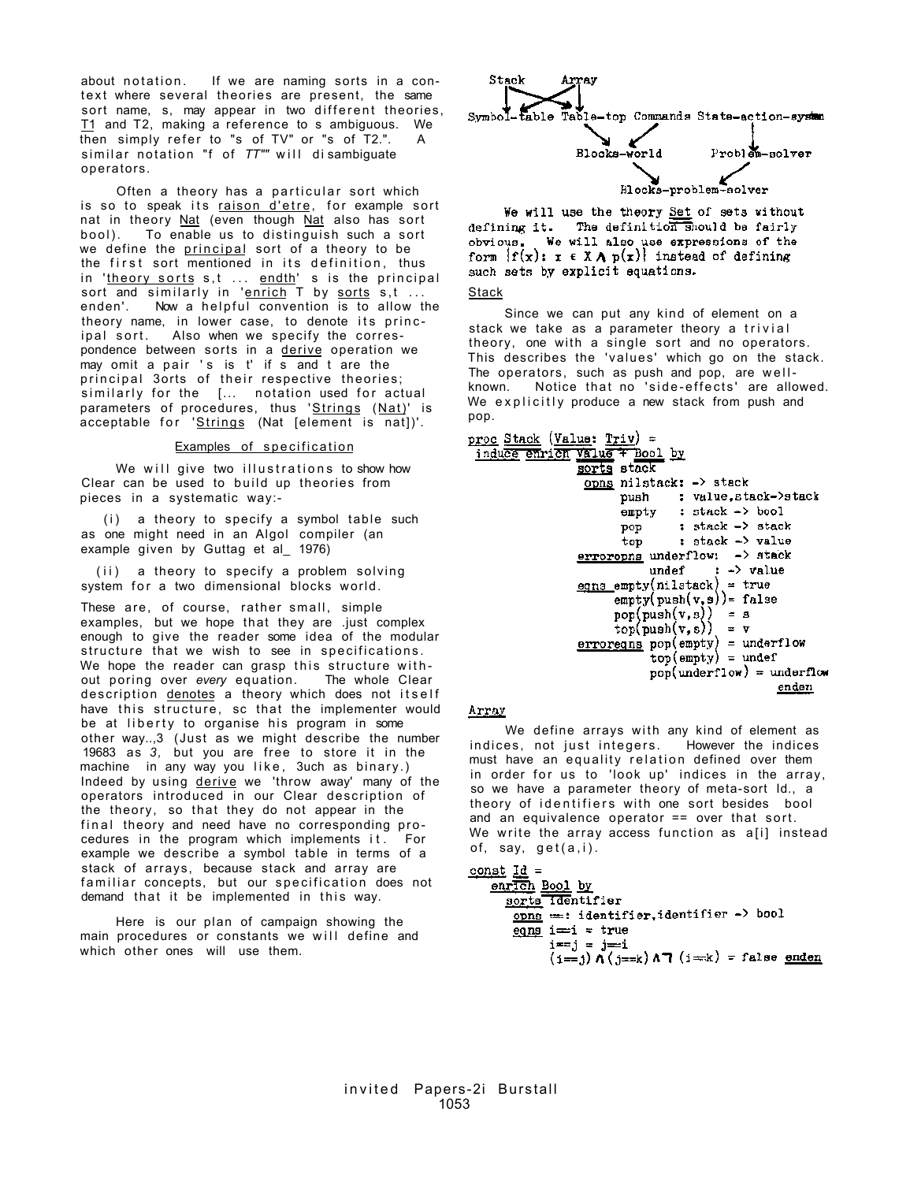about notation. If we are naming sorts in a context where several theories are present, the same sort name, s, may appear in two different theories, T1 and T2, making a reference to s ambiguous. We then simply refer to "s of TV" or "s of T2.". A similar notation "f of *TT""* will di sambiguate operators.

Often a theory has a particular sort which is so to speak its raison d'etre, for example sort nat in theory Nat (even though Nat also has sort bool). To enable us to distinguish such a sort we define the principal sort of a theory to be the first sort mentioned in its definition, thus in 'theory sorts s,t ... endth' s is the principal sort and similarly in 'enrich T by sorts s,t ... enden'. Now a helpful convention is to allow the theory name, in lower case, to denote its principal sort. Also when we specify the correspondence between sorts in a derive operation we may omit a pair 's is t' if s and t are the principal 3orts of their respective theories; similarly for the [... notation used for actual parameters of procedures, thus 'Strings (Nat)' is acceptable for 'Strings (Nat [element is nat])'.

## Examples of specification

We will give two illustrations to show how Clear can be used to build up theories from pieces in a systematic way:-

(i) a theory to specify a symbol table such as one might need in an Algol compiler (an example given by Guttag et al_ 1976)

(ii) a theory to specify a problem solving system for a two dimensional blocks world.

These are, of course, rather small, simple examples, but we hope that they are .just complex enough to give the reader some idea of the modular structure that we wish to see in specifications. We hope the reader can grasp this structure without poring over *every* equation. The whole Clear description denotes a theory which does not itself have this structure, sc that the implementer would be at liberty to organise his program in some other way..,3 (Just as we might describe the number 19683 as *3,* but you are free to store it in the machine in any way you like, 3uch as binary.) Indeed by using derive we 'throw away' many of the operators introduced in our Clear description of the theory, so that they do not appear in the final theory and need have no corresponding procedures in the program which implements it. For example we describe a symbol table in terms of a stack of arrays, because stack and array are familiar concepts, but our specification does not demand that it be implemented in this way.

Here is our plan of campaign showing the main procedures or constants we will define and which other ones will use them.

```
Stack     Array
  |    \  /   |
Symbol-table Table-top Commands State-action-system
          \    /                  |
       Blocks-world          Problem-solver
               \              /
           Blocks-problem-solver
```

We will use the theory Set of sets without defining it. The definition should be fairly obvious. We will also use expressions of the form $\{f(x): x \in X \wedge p(x)\}$ instead of defining such sets by explicit equations.

### Stack

Since we can put any kind of element on a stack we take as a parameter theory a trivial theory, one with a single sort and no operators. This describes the 'values' which go on the stack. The operators, such as push and pop, are well-known. Notice that no 'side-effects' are allowed. We explicitly produce a new stack from push and pop.

```
proc Stack (Value: Triv) =
 induce enrich Value + Bool by
        sorts stack
         opns nilstack: -> stack
              push    : value,stack->stack
              empty   : stack -> bool
              pop     : stack -> stack
              top     : stack -> value
        erroropns underflow:  -> stack
                  undef    : -> value
        eqns empty(nilstack) = true
             empty(push(v,s))= false
             pop(push(v,s))  = s
             top(push(v,s))  = v
        erroreqns pop(empty) = underflow
                  top(empty) = undef
                  pop(underflow) = underflow
                                          enden
```

### Array

We define arrays with any kind of element as indices, not just integers. However the indices must have an equality relation defined over them in order for us to 'look up' indices in the array, so we have a parameter theory of meta-sort Id., a theory of identifiers with one sort besides bool and an equivalence operator == over that sort. We write the array access function as a[i] instead of, say, get(a,i).

```
const Id =
  enrich Bool by
    sorts identifier
     opns ==: identifier,identifier -> bool
     eqns i==i = true
          i==j = j==i
          (i==j) ∧ (j==k) ∧ ¬ (i==k) = false enden
```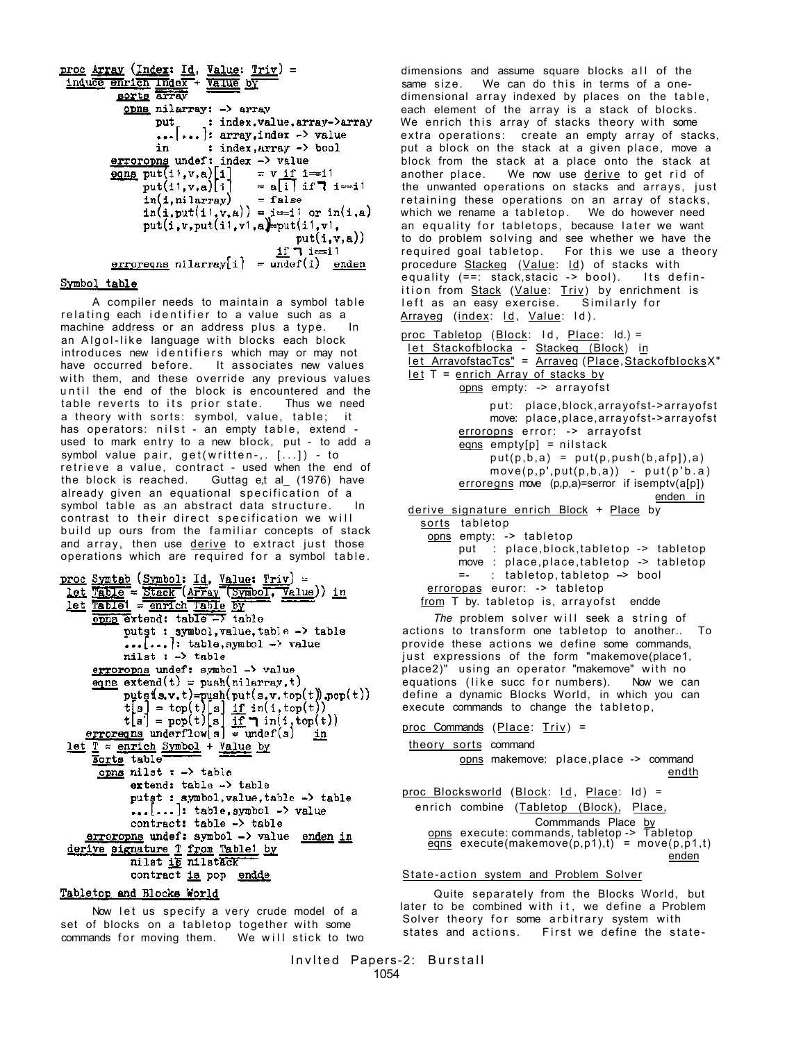```
proc Array (Index: Id, Value: Triv) =
 induce enrich Index + Value by
        sorts array
          opns nilarray: -> array
               put     : index,value,array->array
               ...[...]: array,index -> value
               in      : index,array -> bool
        erroropns undef: index -> value
        eqns put(i1,v,a)[i]    = v if i==i1
             put(i1,v,a)[i]    = a[i] if ¬ i==i1
             in(i,nilarray)    = false
             in(i,put(i1,v,a)) = i==i1 or in(i,a)
             put(i,v,put(i1,v1,a))=put(i1,v1,
                                     put(i,v,a))
                                   if ¬ i==i1
        erroreqns nilarray[i] = undef(i)  enden
```

## Symbol table

A compiler needs to maintain a symbol table relating each identifier to a value such as a machine address or an address plus a type. In an Algol-like language with blocks each block introduces new identifiers which may or may not have occurred before. It associates new values with them, and these override any previous values until the end of the block is encountered and the table reverts to its prior state. Thus we need a theory with sorts: symbol, value, table; it has operators: nilst - an empty table, extend - used to mark entry to a new block, put - to add a symbol value pair, get(written-,. [...]) - to retrieve a value, contract - used when the end of the block is reached. Guttag et al (1976) have already given an equational specification of a symbol table as an abstract data structure. In contrast to their direct specification we will build up ours from the familiar concepts of stack and array, then use derive to extract just those operations which are required for a symbol table.

```
proc Symtab (Symbol: Id, Value: Triv) =
 let Table = Stack (Array (Symbol, Value)) in
 let Table1 = enrich Table by
     opns extend: table -> table
          putst : symbol,value,table -> table
          ...[...]: table,symbol -> value
          nilst : -> table
     erroropns undef: symbol -> value
     eqns extend(t) = push(nilarray,t)
          putst(s,v,t)=push(put(s,v,top(t)),pop(t))
          t[s] = top(t)[s] if in(i,top(t))
          t[s] = pop(t)[s] if ¬ in(i,top(t))
     erroreqns underflow[s] = undef(s)   in
 let T = enrich Symbol + Value by
     sorts table
      opns nilst : -> table
           extend: table -> table
           putst : symbol,value,table -> table
           ...[...]: table,symbol -> value
           contract: table -> table
    erroropns undef: symbol -> value  enden in
 derive signature T from Table1 by
          nilst is nilstack
          contract is pop  endde
```

## Tabletop and Blocks World

Now let us specify a very crude model of a set of blocks on a tabletop together with some commands for moving them. We will stick to two dimensions and assume square blocks all of the same size. We can do this in terms of a one-dimensional array indexed by places on the table, each element of the array is a stack of blocks. We enrich this array of stacks theory with some extra operations: create an empty array of stacks, put a block on the stack at a given place, move a block from the stack at a place onto the stack at another place. We now use derive to get rid of the unwanted operations on stacks and arrays, just retaining these operations on an array of stacks, which we rename a tabletop. We do however need an equality for tabletops, because later we want to do problem solving and see whether we have the required goal tabletop. For this we use a theory procedure Stackeq (Value: Id) of stacks with equality (==: stack,stacic -> bool). Its definition from Stack (Value: Triv) by enrichment is left as an easy exercise. Similarly for Arrayeq (index: Id, Value: Id).

```
proc Tabletop (Block: Id, Place: Id.) =
 let Stackofblocka - Stackeq (Block) in
 let ArravofstacTcs" = Arraveq (Place,StackofblocksX"
 let T = enrich Array of stacks by
        opns empty: -> arrayofst
             put:  place,block,arrayofst->arrayofst
             move: place,place,arrayofst->arrayofst
        erroropns error: -> arrayofst
        eqns empty[p] = nilstack
             put(p,b,a) = put(p,push(b,afp]),a)
             move(p,p',put(p,b,a)) - put(p'b.a)
        erroregns move (p,p,a)=serror if isemptv(a[p])
                                           enden in
 derive signature enrich Block + Place by
   sorts tabletop
    opns empty: -> tabletop
         put  : place,block,tabletop -> tabletop
         move : place,place,tabletop -> tabletop
         =-   : tabletop,tabletop -> bool
   erroropas euror: -> tabletop
   from T by. tabletop is, arrayofst  endde
```

*The* problem solver will seek a string of actions to transform one tabletop to another.. To provide these actions we define some commands, just expressions of the form "makemove(place1, place2)" using an operator "makemove" with no equations (like succ for numbers). Now we can define a dynamic Blocks World, in which you can execute commands to change the tabletop,

```
proc Commands (Place: Triv) =
 theory sorts command
        opns makemove: place,place -> command
                                          endth

proc Blocksworld (Block: Id, Place: Id) =
  enrich combine (Tabletop (Block), Place,
                  Commmands Place by
    opns execute: commands, tabletop -> Tabletop
    eqns execute(makemove(p,p1),t) = move(p,p1,t)
                                          enden
```

## State-action system and Problem Solver

Quite separately from the Blocks World, but later to be combined with it, we define a Problem Solver theory for some arbitrary system with states and actions. First we define the state-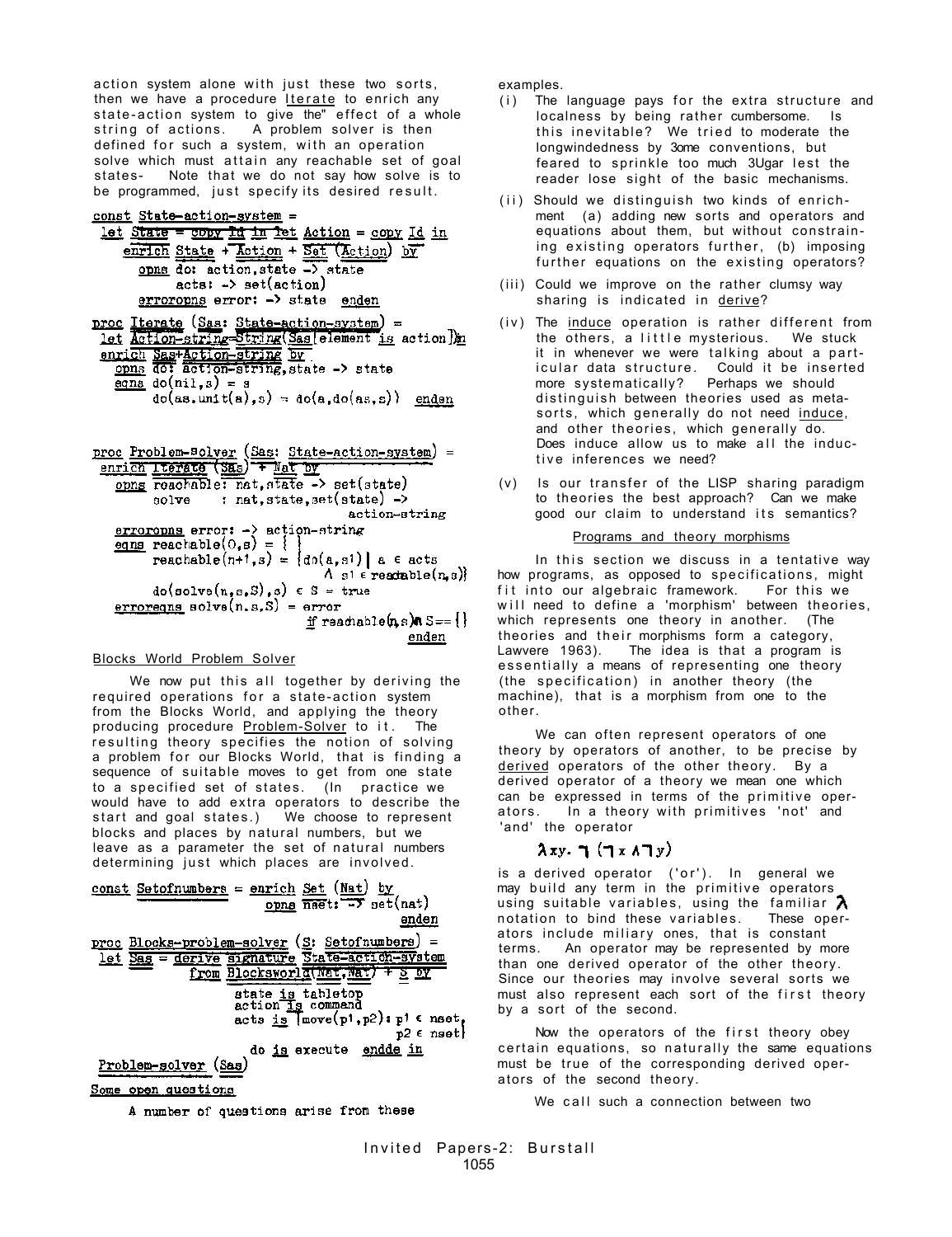action system alone with just these two sorts, then we have a procedure Iterate to enrich any state-action system to give the" effect of a whole string of actions. A problem solver is then defined for such a system, with an operation solve which must attain any reachable set of goal states- Note that we do not say how solve is to be programmed, just specify its desired result.

```
const State-action-system =
 let State = copy Id in let Action = copy Id in
    enrich State + Action + Set (Action) by
       opns do: action,state -> state
            acts: -> set(action)
       erroropns error: -> state  enden

proc Iterate (Sas: State-action-system) =
 let Action-string=String(Sas[element is action])in
 enrich Sas+Action-string by
   opns do: action-string,state -> state
   eqns do(nil,s) = s
        do(as.unit(a),s) = do(a,do(as,s))  enden


proc Problem-solver (Sas: State-action-system) =
 enrich Iterate (Sas) + Nat by
   opns reachable: nat,state -> set(state)
        solve    : nat,state,set(state) ->
                                   action-string
   erroropns error: -> action-string
   eqns reachable(0,s) = { }
        reachable(n+1,s) = {do(a,s1) | a ∈ acts
                               ∧ s1 ∈ reachable(n,s)}
        do(solve(n,s,S),s) ∈ S = true
   erroreqns solve(n,s,S) = error
                           if reachable(n,s)∩S=={}
                                              enden
```

Blocks World Problem Solver

We now put this all together by deriving the required operations for a state-action system from the Blocks World, and applying the theory producing procedure Problem-Solver to it. The resulting theory specifies the notion of solving a problem for our Blocks World, that is finding a sequence of suitable moves to get from one state to a specified set of states. (In practice we would have to add extra operators to describe the start and goal states.) We choose to represent blocks and places by natural numbers, but we leave as a parameter the set of natural numbers determining just which places are involved.

```
const Setofnumbers = enrich Set (Nat) by
                         opns nset: -> set(nat)
                                          enden

proc Blocks-problem-solver (S: Setofnumbers) =
 let Sas = derive signature State-action-system
           from Blocksworld(Nat,Nat) + S by
              state is tabletop
              action is command
              acts is {move(p1,p2): p1 ∈ nset,
                                    p2 ∈ nset}
              do is execute  endde in
 Problem-solver (Sas)
```

Some open questions

A number of questions arise from these examples.

(i) The language pays for the extra structure and localness by being rather cumbersome. Is this inevitable? We tried to moderate the longwindedness by 3ome conventions, but feared to sprinkle too much 3Ugar lest the reader lose sight of the basic mechanisms.

(ii) Should we distinguish two kinds of enrichment (a) adding new sorts and operators and equations about them, but without constraining existing operators further, (b) imposing further equations on the existing operators?

(iii) Could we improve on the rather clumsy way sharing is indicated in derive?

(iv) The induce operation is rather different from the others, a little mysterious. We stuck it in whenever we were talking about a particular data structure. Could it be inserted more systematically? Perhaps we should distinguish between theories used as meta-sorts, which generally do not need induce, and other theories, which generally do. Does induce allow us to make all the inductive inferences we need?

(v) Is our transfer of the LISP sharing paradigm to theories the best approach? Can we make good our claim to understand its semantics?

Programs and theory morphisms

In this section we discuss in a tentative way how programs, as opposed to specifications, might fit into our algebraic framework. For this we will need to define a 'morphism' between theories, which represents one theory in another. (The theories and their morphisms form a category, Lawvere 1963). The idea is that a program is essentially a means of representing one theory (the specification) in another theory (the machine), that is a morphism from one to the other.

We can often represent operators of one theory by operators of another, to be precise by derived operators of the other theory. By a derived operator of a theory we mean one which can be expressed in terms of the primitive operators. In a theory with primitives 'not' and 'and' the operator

$$\lambda xy.\ \neg(\neg x \wedge \neg y)$$

is a derived operator ('or'). In general we may build any term in the primitive operators using suitable variables, using the familiar $\lambda$ notation to bind these variables. These operators include miliary ones, that is constant terms. An operator may be represented by more than one derived operator of the other theory. Since our theories may involve several sorts we must also represent each sort of the first theory by a sort of the second.

Now the operators of the first theory obey certain equations, so naturally the same equations must be true of the corresponding derived operators of the second theory.

We call such a connection between two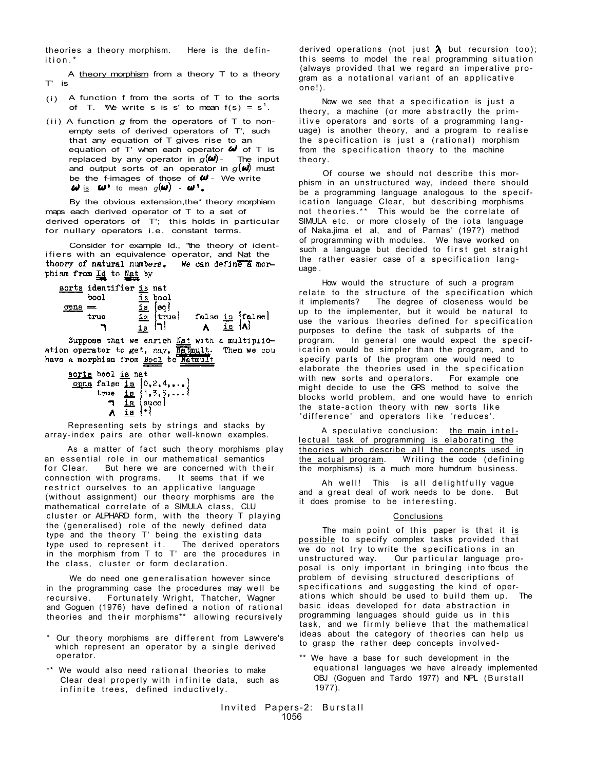theories a theory morphism. Here is the definition.*

A <u>theory morphism</u> from a theory T to a theory T' is

(i) A function f from the sorts of T to the sorts of T. We write s is s' to mean f(s) = s'.

(ii) A function g from the operators of T to non-empty sets of derived operators of T', such that any equation of T gives rise to an equation of T' when each operator $\omega$ of T is replaced by any operator in $g(\omega)$. The input and output sorts of an operator in $g(\omega)$ must be the f-images of those of $\omega$. We write $\omega$ <u>is</u> $\omega'$ to mean $g(\omega) = \omega'$.

By the obvious extension, the theory morphiam maps each derived operator of T to a set of derived operators of T'; this holds in particular for nullary operators i.e. constant terms.

Consider for example Id., "the theory of identifiers with an equivalence operator, and <u>Nat</u> the theory of natural numbers. We can define a morphism from <u>Id</u> to <u>Nat</u> by

```
sorts identifier is nat
      bool       is bool
opns  =          is {eq}
      true       is {true}   false is {false}
      ¬          is {¬}      ∧     is {∧}
```

Suppose that we enrich <u>Nat</u> with a multiplication operator to get, say, <u>Natmult</u>. Then we could have a morphism from <u>Bool</u> to <u>Natmult</u>

```
sorts bool is nat
opns  false is {0,2,4,...}
      true  is {1,3,5,...}
      ¬     is {succ}
      ∧     is {*}
```

Representing sets by strings and stacks by array-index pairs are other well-known examples.

As a matter of fact such theory morphisms play an essential role in our mathematical semantics for Clear. But here we are concerned with their connection with programs. It seems that if we restrict ourselves to an applicative language (without assignment) our theory morphisms are the mathematical correlate of a SIMULA class, CLU cluster or ALPHARD form, with the theory T playing the (generalised) role of the newly defined data type and the theory T' being the existing data type used to represent it. The derived operators in the morphism from T to T' are the procedures in the class, cluster or form declaration.

We do need one generalisation however since in the programming case the procedures may well be recursive. Fortunately Wright, Thatcher, Wagner and Goguen (1976) have defined a notion of rational theories and their morphisms** allowing recursively derived operations (not just $\lambda$ but recursion too); this seems to model the real programming situation (always provided that we regard an imperative program as a notational variant of an applicative one!).

Now we see that a specification is just a theory, a machine (or more abstractly the primitive operators and sorts of a programming language) is another theory, and a program to realise the specification is just a (rational) morphism from the specification theory to the machine theory.

Of course we should not describe this morphism in an unstructured way, indeed there should be a programming language analogous to the specification language Clear, but describing morphisms not theories.** This would be the correlate of SIMULA etc. or more closely of the iota language of Nakajima et al, and of Parnas' (197?) method of programming with modules. We have worked on such a language but decided to first get straight the rather easier case of a specification language.

How would the structure of such a program relate to the structure of the specification which it implements? The degree of closeness would be up to the implementer, but it would be natural to use the various theories defined for specification purposes to define the task of subparts of the program. In general one would expect the specification would be simpler than the program, and to specify parts of the program one would need to elaborate the theories used in the specification with new sorts and operators. For example one might decide to use the GPS method to solve the blocks world problem, and one would have to enrich the state-action theory with new sorts like 'difference' and operators like 'reduces'.

A speculative conclusion: <u>the main intellectual task of programming is elaborating the theories which describe all the concepts used in the actual program</u>. Writing the code (defining the morphisms) is a much more humdrum business.

Ah well! This is all delightfully vague and a great deal of work needs to be done. But it does promise to be interesting.

## Conclusions

The main point of this paper is that it <u>is possible</u> to specify complex tasks provided that we do not try to write the specifications in an unstructured way. Our particular language proposal is only important in bringing into focus the problem of devising structured descriptions of specifications and suggesting the kind of operations which should be used to build them up. The basic ideas developed for data abstraction in programming languages should guide us in this task, and we firmly believe that the mathematical ideas about the category of theories can help us to grasp the rather deep concepts involved.

\* Our theory morphisms are different from Lawvere's which represent an operator by a single derived operator.

\** We would also need rational theories to make Clear deal properly with infinite data, such as infinite trees, defined inductively.

\** We have a base for such development in the equational languages we have already implemented OBJ (Goguen and Tardo 1977) and NPL (Burstall 1977).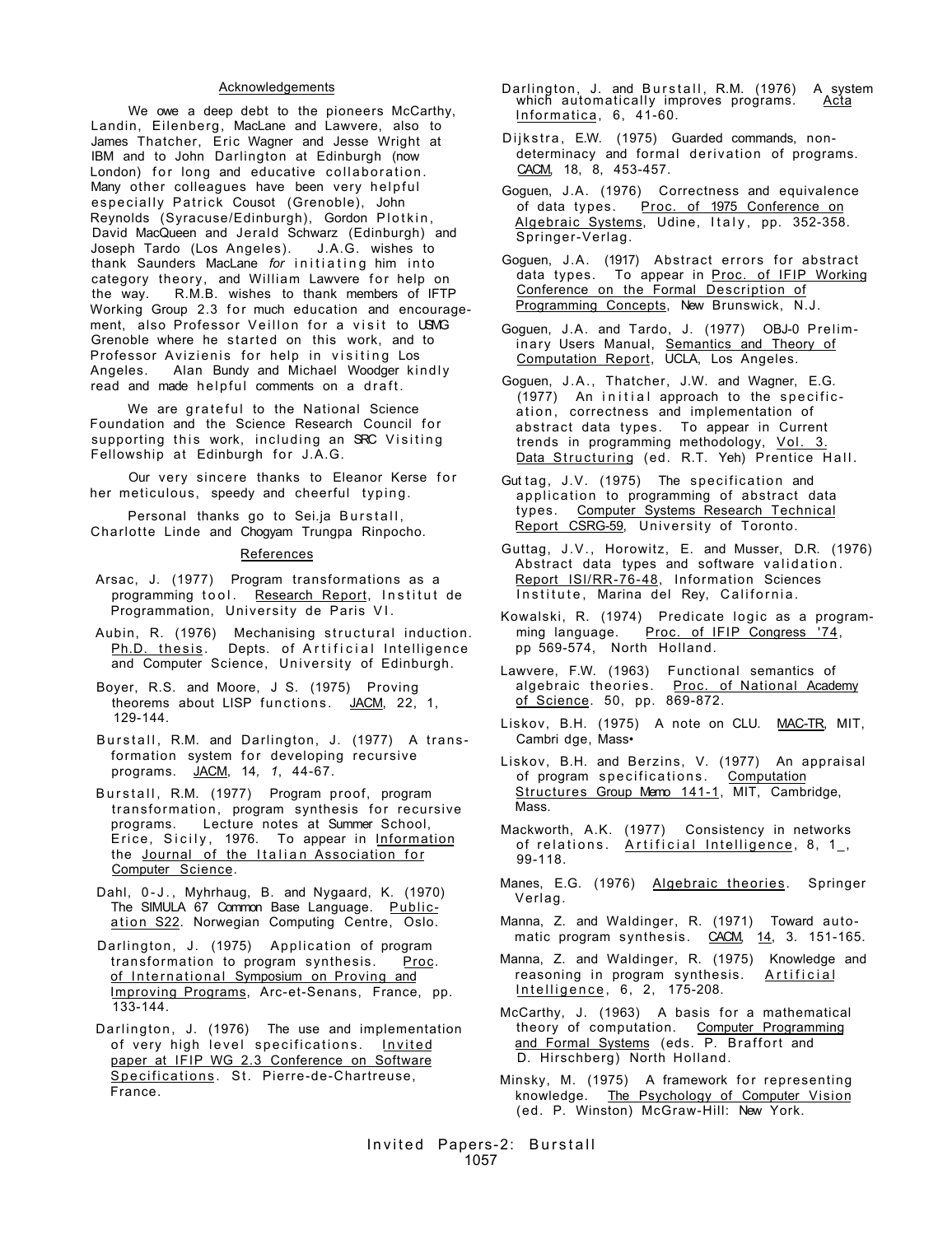## Acknowledgements

We owe a deep debt to the pioneers McCarthy, Landin, Eilenberg, MacLane and Lawvere, also to James Thatcher, Eric Wagner and Jesse Wright at IBM and to John Darlington at Edinburgh (now London) for long and educative collaboration. Many other colleagues have been very helpful especially Patrick Cousot (Grenoble), John Reynolds (Syracuse/Edinburgh), Gordon Plotkin, David MacQueen and Jerald Schwarz (Edinburgh) and Joseph Tardo (Los Angeles). J.A.G. wishes to thank Saunders MacLane *for* initiating him into category theory, and William Lawvere for help on the way. R.M.B. wishes to thank members of IFTP Working Group 2.3 for much education and encouragement, also Professor Veillon for a visit to USMG Grenoble where he started on this work, and to Professor Avizienis for help in visiting Los Angeles. Alan Bundy and Michael Woodger kindly read and made helpful comments on a draft.

We are grateful to the National Science Foundation and the Science Research Council for supporting this work, including an SRC Visiting Fellowship at Edinburgh for J.A.G.

Our very sincere thanks to Eleanor Kerse for her meticulous, speedy and cheerful typing.

Personal thanks go to Sei.ja Burstall, Charlotte Linde and Chogyam Trungpa Rinpocho.

## References

Arsac, J. (1977) Program transformations as a programming tool. Research Report, Institut de Programmation, University de Paris VI.

Aubin, R. (1976) Mechanising structural induction. Ph.D. thesis. Depts. of Artificial Intelligence and Computer Science, University of Edinburgh.

Boyer, R.S. and Moore, J S. (1975) Proving theorems about LISP functions. JACM, 22, 1, 129-144.

Burstall, R.M. and Darlington, J. (1977) A transformation system for developing recursive programs. JACM, 14, *1*, 44-67.

Burstall, R.M. (1977) Program proof, program transformation, program synthesis for recursive programs. Lecture notes at Summer School, Erice, Sicily, 1976. To appear in Information the Journal of the Italian Association for Computer Science.

Dahl, 0-J., Myhrhaug, B. and Nygaard, K. (1970) The SIMULA 67 Common Base Language. Publication S22. Norwegian Computing Centre, Oslo.

Darlington, J. (1975) Application of program transformation to program synthesis. Proc. of International Symposium on Proving and Improving Programs, Arc-et-Senans, France, pp. 133-144.

Darlington, J. (1976) The use and implementation of very high level specifications. Invited paper at IFIP WG 2.3 Conference on Software Specifications. St. Pierre-de-Chartreuse, France.

Darlington, J. and Burstall, R.M. (1976) A system which automatically improves programs. Acta Informatica, 6, 41-60.

Dijkstra, E.W. (1975) Guarded commands, nondeterminacy and formal derivation of programs. CACM, 18, 8, 453-457.

Goguen, J.A. (1976) Correctness and equivalence of data types. Proc. of 1975 Conference on Algebraic Systems, Udine, Italy, pp. 352-358. Springer-Verlag.

Goguen, J.A. (1917) Abstract errors for abstract data types. To appear in Proc. of IFIP Working Conference on the Formal Description of Programming Concepts, New Brunswick, N.J.

Goguen, J.A. and Tardo, J. (1977) OBJ-0 Preliminary Users Manual, Semantics and Theory of Computation Report, UCLA, Los Angeles.

Goguen, J.A., Thatcher, J.W. and Wagner, E.G. (1977) An initial approach to the specification, correctness and implementation of abstract data types. To appear in Current trends in programming methodology, Vol. 3. Data Structuring (ed. R.T. Yeh) Prentice Hall.

Guttag, J.V. (1975) The specification and application to programming of abstract data types. Computer Systems Research Technical Report CSRG-59, University of Toronto.

Guttag, J.V., Horowitz, E. and Musser, D.R. (1976) Abstract data types and software validation. Report ISI/RR-76-48, Information Sciences Institute, Marina del Rey, California.

Kowalski, R. (1974) Predicate logic as a programming language. Proc. of IFIP Congress '74, pp 569-574, North Holland.

Lawvere, F.W. (1963) Functional semantics of algebraic theories. Proc. of National Academy of Science. 50, pp. 869-872.

Liskov, B.H. (1975) A note on CLU. MAC-TR, MIT, Cambri dge, Mass•

Liskov, B.H. and Berzins, V. (1977) An appraisal of program specifications. Computation Structures Group Memo 141-1, MIT, Cambridge, Mass.

Mackworth, A.K. (1977) Consistency in networks of relations. Artificial Intelligence, 8, 1_, 99-118.

Manes, E.G. (1976) Algebraic theories. Springer Verlag.

Manna, Z. and Waldinger, R. (1971) Toward automatic program synthesis. CACM, 14, 3. 151-165.

Manna, Z. and Waldinger, R. (1975) Knowledge and reasoning in program synthesis. Artificial Intelligence, 6, 2, 175-208.

McCarthy, J. (1963) A basis for a mathematical theory of computation. Computer Programming and Formal Systems (eds. P. Braffort and D. Hirschberg) North Holland.

Minsky, M. (1975) A framework for representing knowledge. The Psychology of Computer Vision (ed. P. Winston) McGraw-Hill: New York.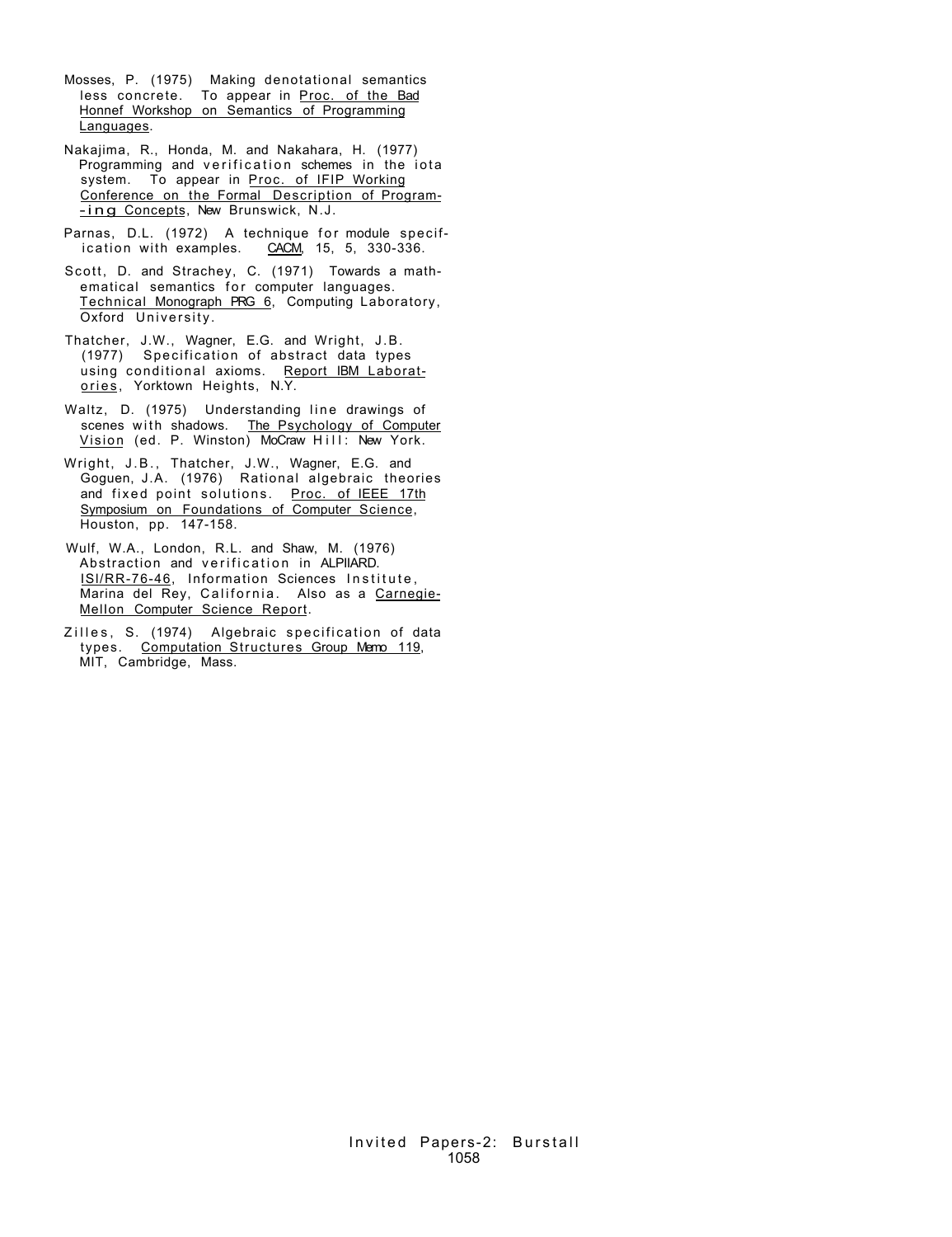Mosses, P. (1975) Making denotational semantics less concrete. To appear in Proc. of the Bad Honnef Workshop on Semantics of Programming Languages.

Nakajima, R., Honda, M. and Nakahara, H. (1977) Programming and verification schemes in the iota system. To appear in Proc. of IFIP Working Conference on the Formal Description of Programming Concepts, New Brunswick, N.J.

Parnas, D.L. (1972) A technique for module specification with examples. CACM, 15, 5, 330-336.

Scott, D. and Strachey, C. (1971) Towards a mathematical semantics for computer languages. Technical Monograph PRG 6, Computing Laboratory, Oxford University.

Thatcher, J.W., Wagner, E.G. and Wright, J.B. (1977) Specification of abstract data types using conditional axioms. Report IBM Laboratories, Yorktown Heights, N.Y.

Waltz, D. (1975) Understanding line drawings of scenes with shadows. The Psychology of Computer Vision (ed. P. Winston) MoCraw Hill: New York.

Wright, J.B., Thatcher, J.W., Wagner, E.G. and Goguen, J.A. (1976) Rational algebraic theories and fixed point solutions. Proc. of IEEE 17th Symposium on Foundations of Computer Science, Houston, pp. 147-158.

Wulf, W.A., London, R.L. and Shaw, M. (1976) Abstraction and verification in ALPIIARD. ISI/RR-76-46, Information Sciences Institute, Marina del Rey, California. Also as a Carnegie-Mellon Computer Science Report.

Zilles, S. (1974) Algebraic specification of data types. Computation Structures Group Memo 119, MIT, Cambridge, Mass.